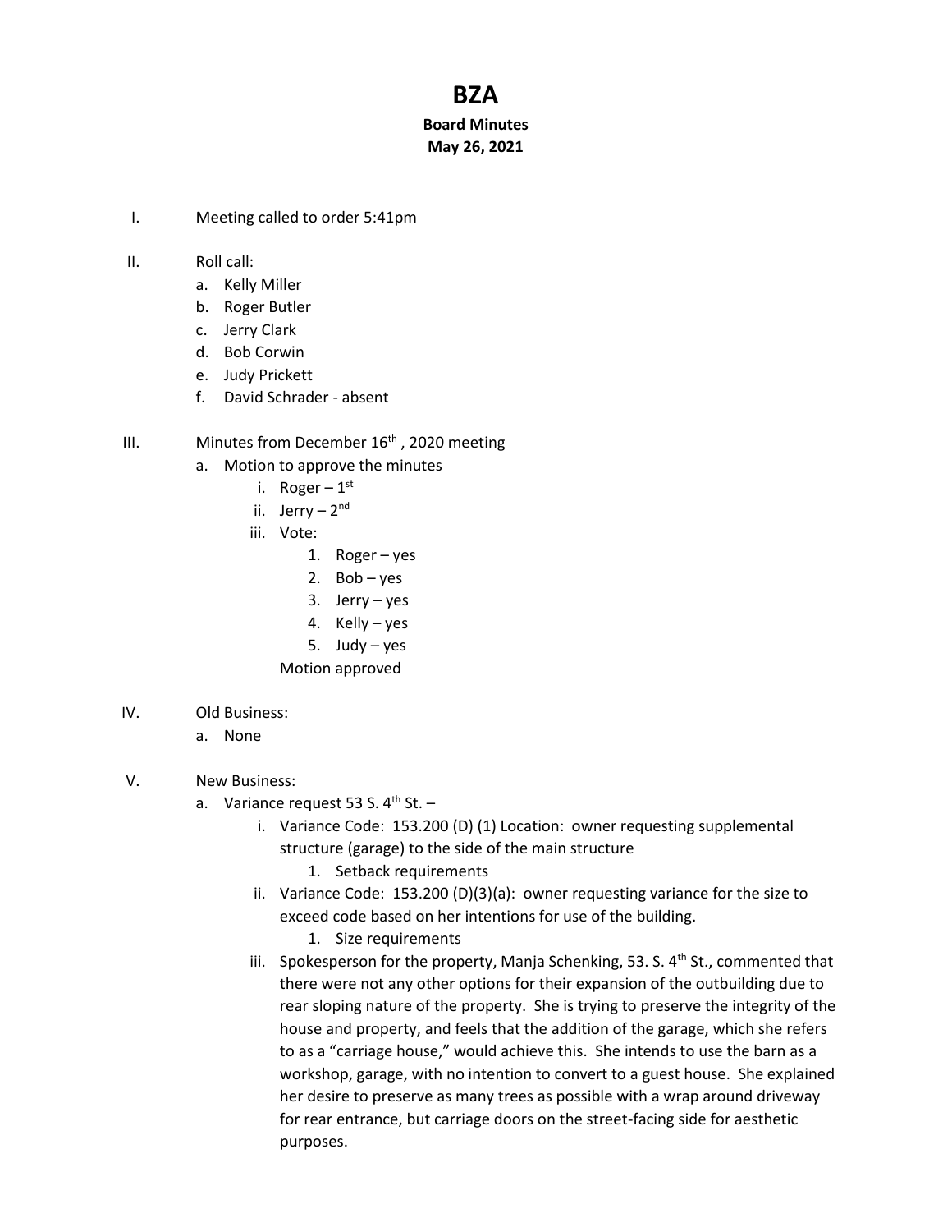# BZA

**Board Minutes**
**May 26, 2021**

I. Meeting called to order 5:41pm

II. Roll call:
   a. Kelly Miller
   b. Roger Butler
   c. Jerry Clark
   d. Bob Corwin
   e. Judy Prickett
   f. David Schrader - absent

III. Minutes from December 16th , 2020 meeting
   a. Motion to approve the minutes
      i. Roger – 1st
      ii. Jerry – 2nd
      iii. Vote:
         1. Roger – yes
         2. Bob – yes
         3. Jerry – yes
         4. Kelly – yes
         5. Judy – yes

         Motion approved

IV. Old Business:
   a. None

V. New Business:
   a. Variance request 53 S. 4th St. –
      i. Variance Code: 153.200 (D) (1) Location: owner requesting supplemental structure (garage) to the side of the main structure
         1. Setback requirements
      ii. Variance Code: 153.200 (D)(3)(a): owner requesting variance for the size to exceed code based on her intentions for use of the building.
         1. Size requirements
      iii. Spokesperson for the property, Manja Schenking, 53. S. 4th St., commented that there were not any other options for their expansion of the outbuilding due to rear sloping nature of the property. She is trying to preserve the integrity of the house and property, and feels that the addition of the garage, which she refers to as a "carriage house," would achieve this. She intends to use the barn as a workshop, garage, with no intention to convert to a guest house. She explained her desire to preserve as many trees as possible with a wrap around driveway for rear entrance, but carriage doors on the street-facing side for aesthetic purposes.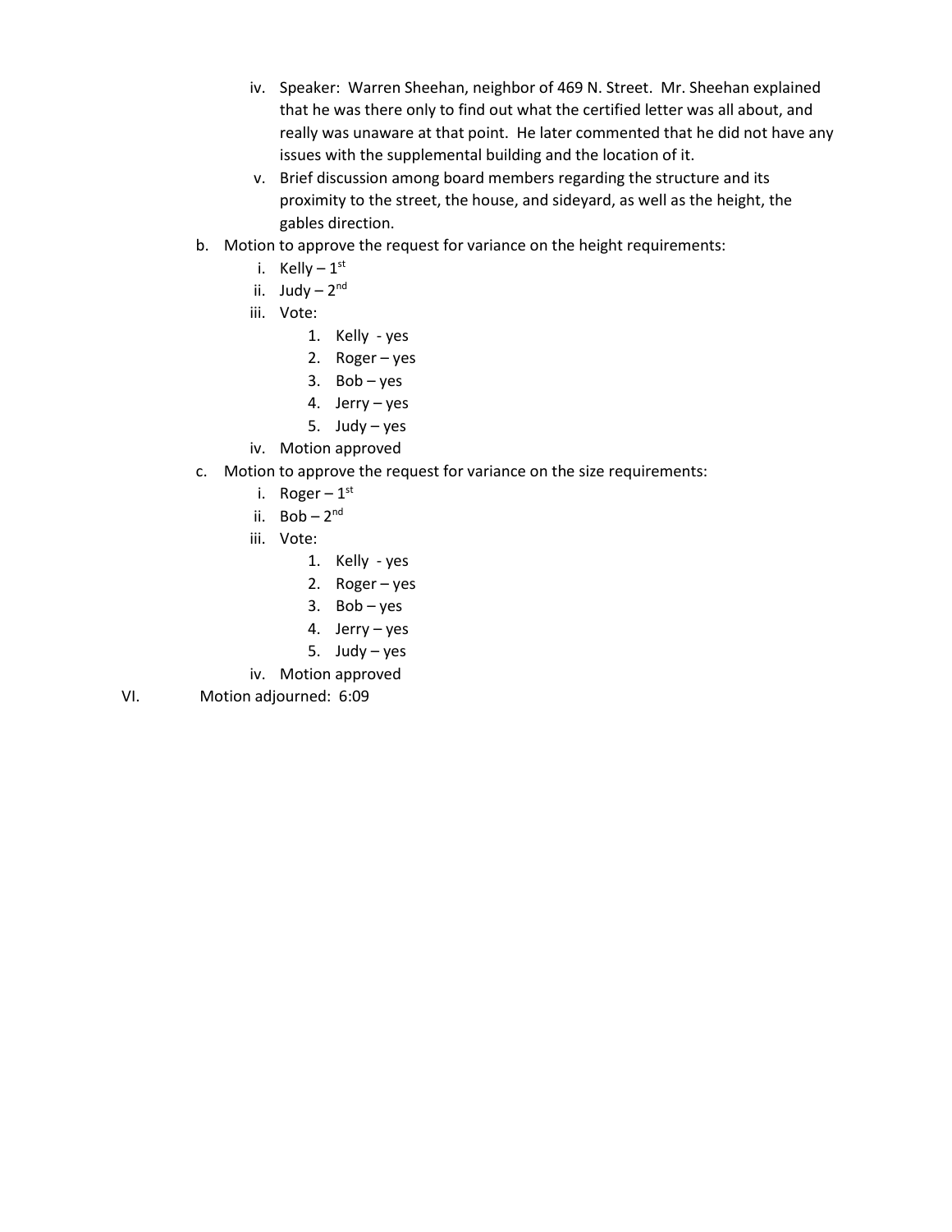iv. Speaker: Warren Sheehan, neighbor of 469 N. Street. Mr. Sheehan explained that he was there only to find out what the certified letter was all about, and really was unaware at that point. He later commented that he did not have any issues with the supplemental building and the location of it.

v. Brief discussion among board members regarding the structure and its proximity to the street, the house, and sideyard, as well as the height, the gables direction.

b. Motion to approve the request for variance on the height requirements:

  i. Kelly – 1st
  ii. Judy – 2nd
  iii. Vote:
    1. Kelly - yes
    2. Roger – yes
    3. Bob – yes
    4. Jerry – yes
    5. Judy – yes
  iv. Motion approved

c. Motion to approve the request for variance on the size requirements:

  i. Roger – 1st
  ii. Bob – 2nd
  iii. Vote:
    1. Kelly - yes
    2. Roger – yes
    3. Bob – yes
    4. Jerry – yes
    5. Judy – yes
  iv. Motion approved

VI. Motion adjourned: 6:09